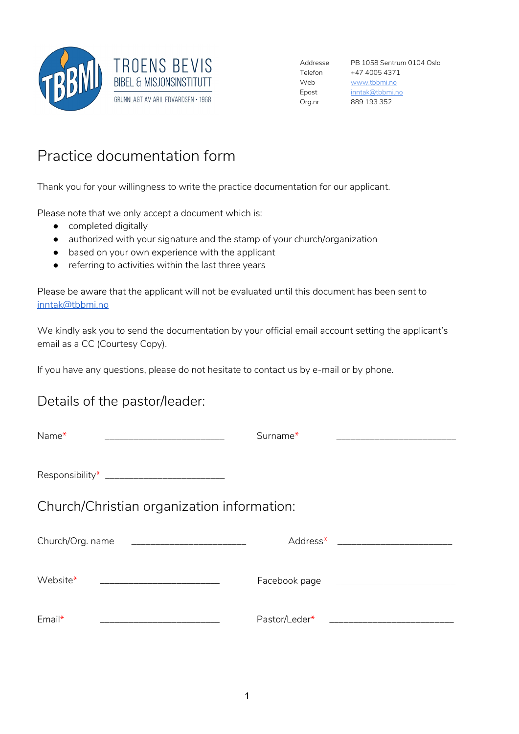TROENS BEVIS
BIBEL & MISJONSINSTITUTT
GRUNNLAGT AV ARIL EDVARDSEN • 1968

| | |
|---|---|
| Addresse | PB 1058 Sentrum 0104 Oslo |
| Telefon | +47 4005 4371 |
| Web | www.tbbmi.no |
| Epost | inntak@tbbmi.no |
| Org.nr | 889 193 352 |

# Practice documentation form

Thank you for your willingness to write the practice documentation for our applicant.

Please note that we only accept a document which is:

- completed digitally
- authorized with your signature and the stamp of your church/organization
- based on your own experience with the applicant
- referring to activities within the last three years

Please be aware that the applicant will not be evaluated until this document has been sent to inntak@tbbmi.no

We kindly ask you to send the documentation by your official email account setting the applicant's email as a CC (Courtesy Copy).

If you have any questions, please do not hesitate to contact us by e-mail or by phone.

## Details of the pastor/leader:

Name* ________________________ Surname* ________________________

Responsibility* ________________________

## Church/Christian organization information:

Church/Org. name ________________________ Address* ________________________

Website* ________________________ Facebook page ________________________

Email* ________________________ Pastor/Leder* ________________________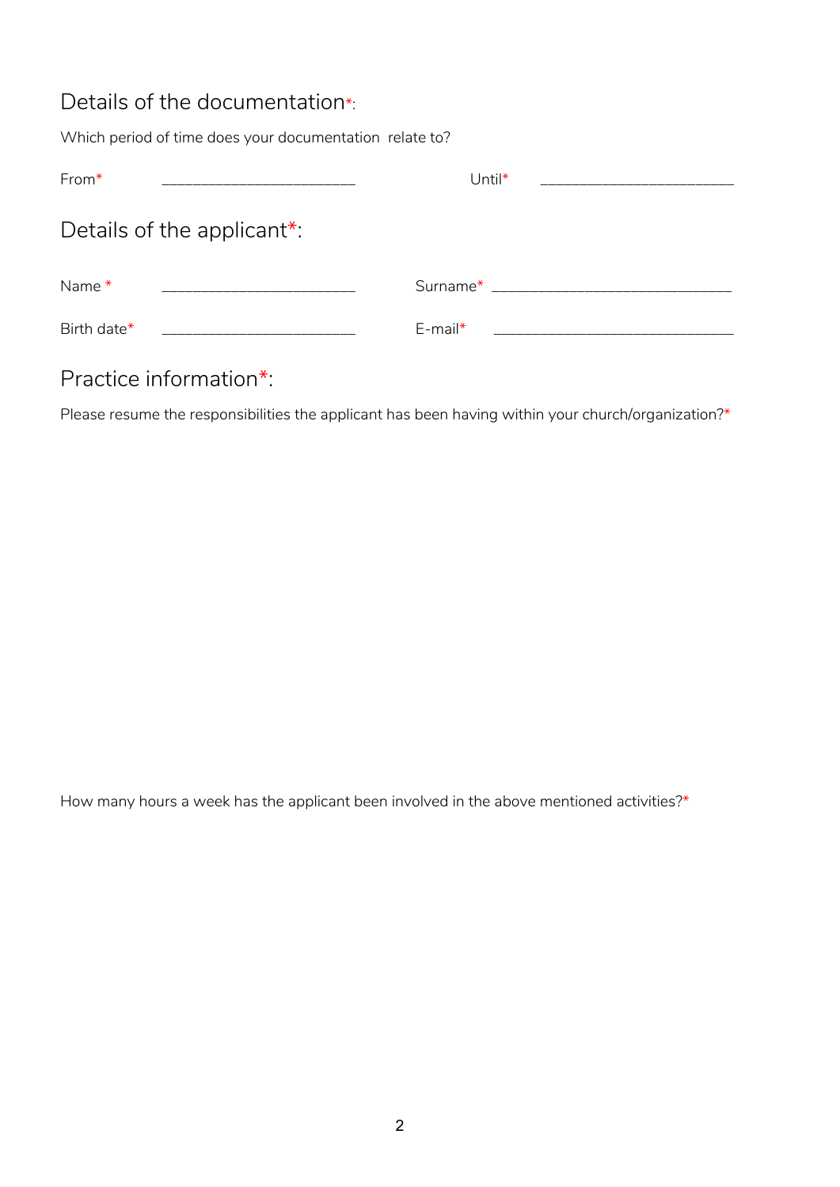## Details of the documentation*:

Which period of time does your documentation  relate to?

From* ________________________ Until* ________________________

## Details of the applicant*:

Name * ________________________ Surname* ______________________________

Birth date* ________________________ E-mail* ______________________________

## Practice information*:

Please resume the responsibilities the applicant has been having within your church/organization?*

How many hours a week has the applicant been involved in the above mentioned activities?*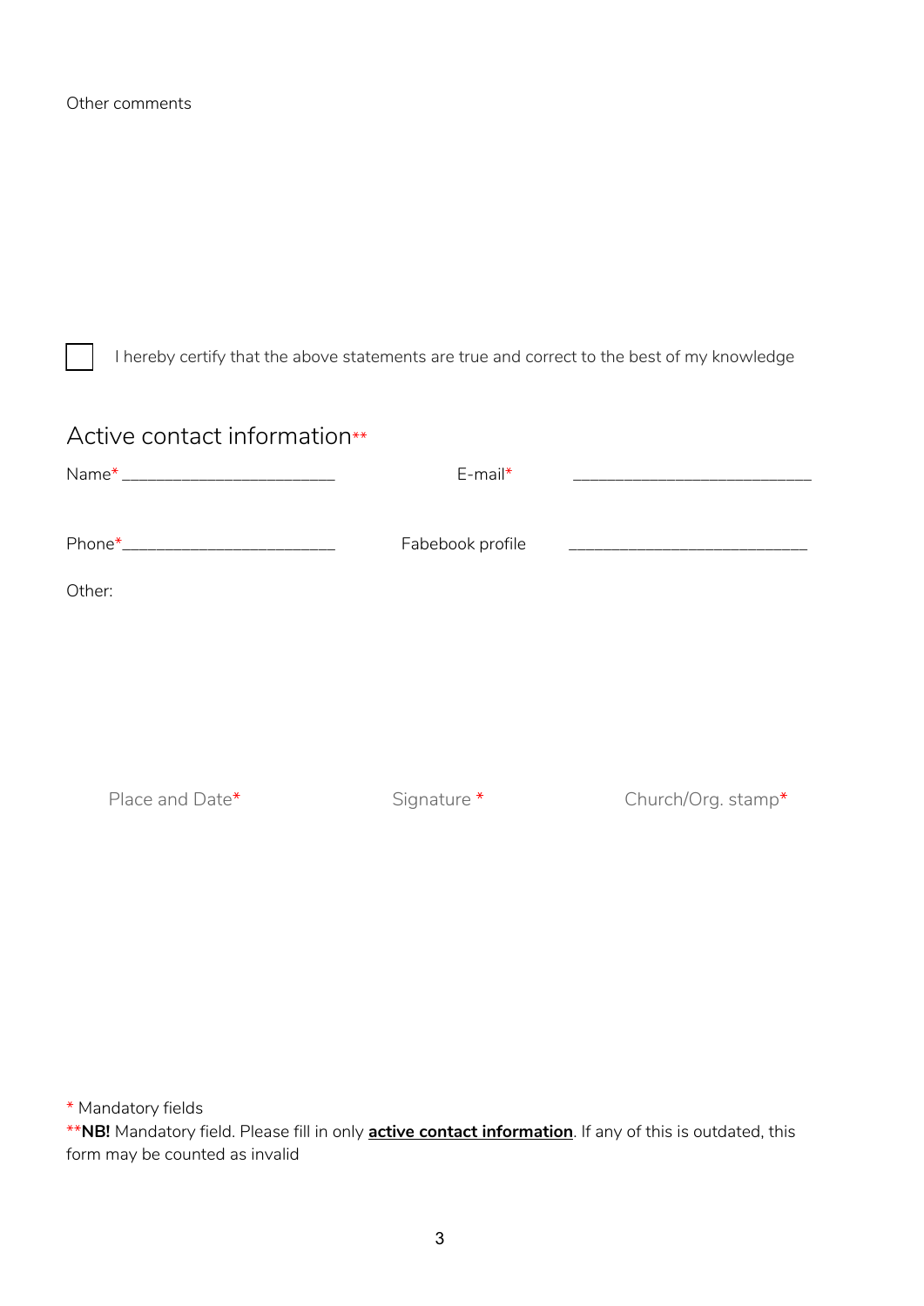Other comments

☐ I hereby certify that the above statements are true and correct to the best of my knowledge

## Active contact information**

Name* ________________________ E-mail* ___________________________

Phone* ________________________ Fabebook profile ___________________________

Other:

Place and Date* Signature * Church/Org. stamp*

* Mandatory fields
****NB!** Mandatory field. Please fill in only **active contact information**. If any of this is outdated, this form may be counted as invalid